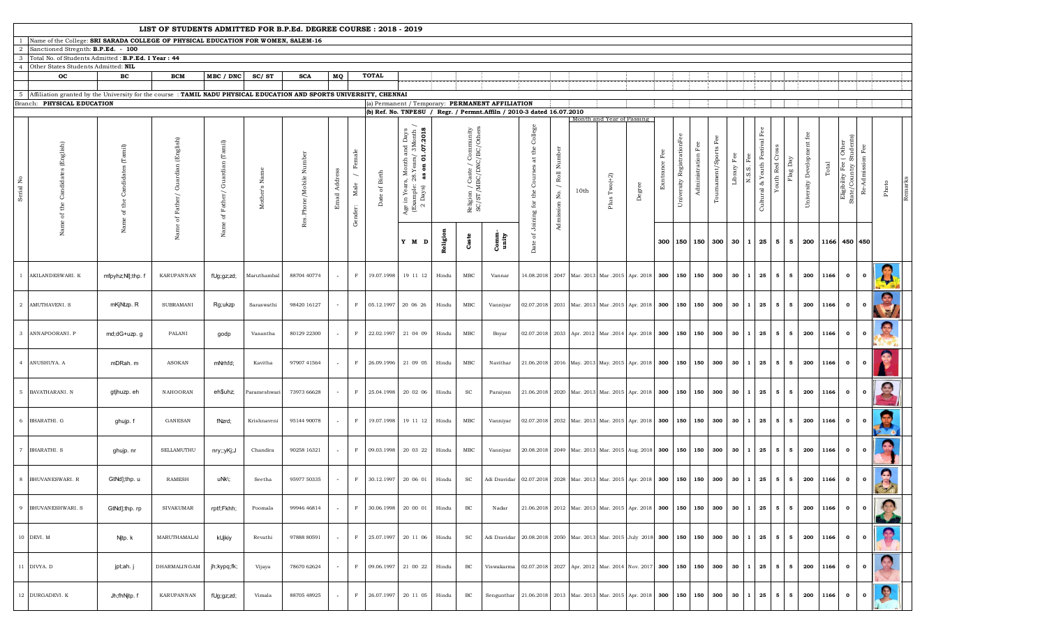# LIST OF STUDENTS ADMITTED FOR B.P.Ed. DEGREE COURSE : 2018 - 2019

1. Name of the College: **SRI SARADA COLLEGE OF PHYSICAL EDUCATION FOR WOMEN, SALEM-16**
2. Sanctioned Strength: **B.P.Ed. - 100**
3. Total No. of Students Admitted : **B.P.Ed. I Year : 44**
4. Other States Students Admitted: **NIL**

| OC | BC | BCM | MBC / DNC | SC/ ST | SCA | MQ | TOTAL |
|---|---|---|---|---|---|---|---|
| | | | | | | | |

5. Affiliation granted by the University for the course : **TAMIL NADU PHYSICAL EDUCATION AND SPORTS UNIVERSITY, CHENNAI**

Branch: **PHYSICAL EDUCATION**

(a) Permanent / Temporary: **PERMANENT AFFILIATION**

(b) Ref. No. **TNPESU / Regr. / Permnt.Affiln / 2010-3 dated 16.07.2010**

| Serial No | Name of the Candidates (English) | Name of the Candidates (Tamil) | Name of Father/ Guardian (English) | Name of Father/ Guardian (Tamil) | Mother's Name | Res Phone/Mobile Number | Email Address | Gender: Male / Female | Date of Birth | Age in Years, Month and Days (Example: 28 Years/ 3Month / 2 Days) as on 01.07.2018 | Religion / Caste / Community SC/ST/MBC/DNC/BC/Others | | | Date of Joining for the Courses at the College | Admission No. / Roll Number | Month and Year of Passing | | | Exntrance Fee | University RegistrationFee | Administration Fee | Tournament/Sports Fee | Library Fee | N.S.S. Fee | Cultural & Youth Festival Fee | Youth Red Cross | Flag Day | University Development fee | Total | Eligibility Fee ( Other State/Country Students) | Re-Admission Fee | Photo | Remarks |
|---|---|---|---|---|---|---|---|---|---|---|---|---|---|---|---|---|---|---|---|---|---|---|---|---|---|---|---|---|---|---|---|---|---|
| | | | | | | | | | | Y M D | Religion | Caste | Community | | | 10th | Plus Two(+2) | Degree | 300 | 150 | 150 | 300 | 30 | 1 | 25 | 5 | 5 | 200 | 1166 | 450 | 450 | | |
| 1 | AKILANDESWARI. K | mfpyhz;NlJ;thp. f | KARUPANNAN | fUg;gz;zd; | Maruthambal | 88704 40774 | - | F | 19.07.1998 | 19 11 12 | Hindu | MBC | Vannar | 14.08.2018 | 2047 | Mar. 2013 | Mar .2015 | Apr. 2018 | 300 | 150 | 150 | 300 | 30 | 1 | 25 | 5 | 5 | 200 | 1166 | 0 | 0 | | |
| 2 | AMUTHAVENI. S | mKjNtzp. R | SUBRAMANI | Rg;ukzp | Saraswathi | 98420 16127 | - | F | 05.12.1997 | 20 06 26 | Hindu | MBC | Vanniyar | 02.07.2018 | 2031 | Mar. 2013 | Mar .2015 | Apr. 2018 | 300 | 150 | 150 | 300 | 30 | 1 | 25 | 5 | 5 | 200 | 1166 | 0 | 0 | | |
| 3 | ANNAPOORANI. P | md;dG+uzp. g | PALANI | godp | Vasantha | 80129 22300 | - | F | 22.02.1997 | 21 04 09 | Hindu | MBC | Boyar | 02.07.2018 | 2033 | Apr. 2012 | Mar .2014 | Apr. 2018 | 300 | 150 | 150 | 300 | 30 | 1 | 25 | 5 | 5 | 200 | 1166 | 0 | 0 | | |
| 4 | ANUSHUYA. A | mDRah. m | ASOKAN | mNrhfd; | Kavitha | 97907 41564 | - | F | 26.09.1996 | 21 09 05 | Hindu | MBC | Navithar | 21.06.2018 | 2016 | May. 2013 | May. 2015 | Apr. 2018 | 300 | 150 | 150 | 300 | 30 | 1 | 25 | 5 | 5 | 200 | 1166 | 0 | 0 | | |
| 5 | BAVATHARANI. N | gtjhuzp. eh | NAHOORAN | eh$uhz; | Parameshwari | 73973 66628 | - | F | 25.04.1998 | 20 02 06 | Hindu | SC | Paraiyan | 21.06.2018 | 2020 | Mar. 2013 | Mar. 2015 | Apr. 2018 | 300 | 150 | 150 | 300 | 30 | 1 | 25 | 5 | 5 | 200 | 1166 | 0 | 0 | | |
| 6 | BHARATHI. G | ghujp. f | GANESAN | fNzrd; | Krishnaveni | 95144 90078 | - | F | 19.07.1998 | 19 11 12 | Hindu | MBC | Vanniyar | 02.07.2018 | 2032 | Mar. 2013 | Mar. 2015 | Apr. 2018 | 300 | 150 | 150 | 300 | 30 | 1 | 25 | 5 | 5 | 200 | 1166 | 0 | 0 | | |
| 7 | BHARATHI. S | ghujp. nr | SELLAMUTHU | nry;yKj;J | Chandira | 90258 16321 | - | F | 09.03.1998 | 20 03 22 | Hindu | MBC | Vanniyar | 20.08.2018 | 2049 | Mar. 2013 | Mar. 2015 | Aug. 2018 | 300 | 150 | 150 | 300 | 30 | 1 | 25 | 5 | 5 | 200 | 1166 | 0 | 0 | | |
| 8 | BHUVANESWARI. R | GtNd];thp. u | RAMESH | uNk\; | Seetha | 95977 50335 | - | F | 30.12.1997 | 20 06 01 | Hindu | SC | Adi Dravidar | 02.07.2018 | 2028 | Mar. 2013 | Mar. 2015 | Apr. 2018 | 300 | 150 | 150 | 300 | 30 | 1 | 25 | 5 | 5 | 200 | 1166 | 0 | 0 | | |
| 9 | BHUVANESHWARI. S | GtNd];thp. rp | SIVAKUMAR | rpt;Fkhh; | Poomala | 99946 46814 | - | F | 30.06.1998 | 20 00 01 | Hindu | BC | Nadar | 21.06.2018 | 2012 | Mar. 2013 | Mar. 2015 | Apr. 2018 | 300 | 150 | 150 | 300 | 30 | 1 | 25 | 5 | 5 | 200 | 1166 | 0 | 0 | | |
| 10 | DEVI. M | Njtp. k | MARUTHAMALAI | kUjkiy | Revathi | 97888 80591 | - | F | 25.07.1997 | 20 11 06 | Hindu | SC | Adi Dravidar | 20.08.2018 | 2050 | Mar. 2013 | Mar. 2015 | July 2018 | 300 | 150 | 150 | 300 | 30 | 1 | 25 | 5 | 5 | 200 | 1166 | 0 | 0 | | |
| 11 | DIVYA. D | jpt;ah. j | DHARMALINGAM | jh;kypq;fk; | Vijaya | 78670 62624 | - | F | 09.06.1997 | 21 00 22 | Hindu | BC | Viswakarma | 02.07.2018 | 2027 | Apr. 2012 | Mar. 2014 | Nov. 2017 | 300 | 150 | 150 | 300 | 30 | 1 | 25 | 5 | 5 | 200 | 1166 | 0 | 0 | | |
| 12 | DURGADEVI. K | Jh;fhNjtp. f | KARUPANNAN | fUg;gz;zd; | Vimala | 88705 48925 | - | F | 26.07.1997 | 20 11 05 | Hindu | BC | Sengunthar | 21.06.2018 | 2013 | Mar. 2013 | Mar. 2015 | Apr. 2018 | 300 | 150 | 150 | 300 | 30 | 1 | 25 | 5 | 5 | 200 | 1166 | 0 | 0 | | |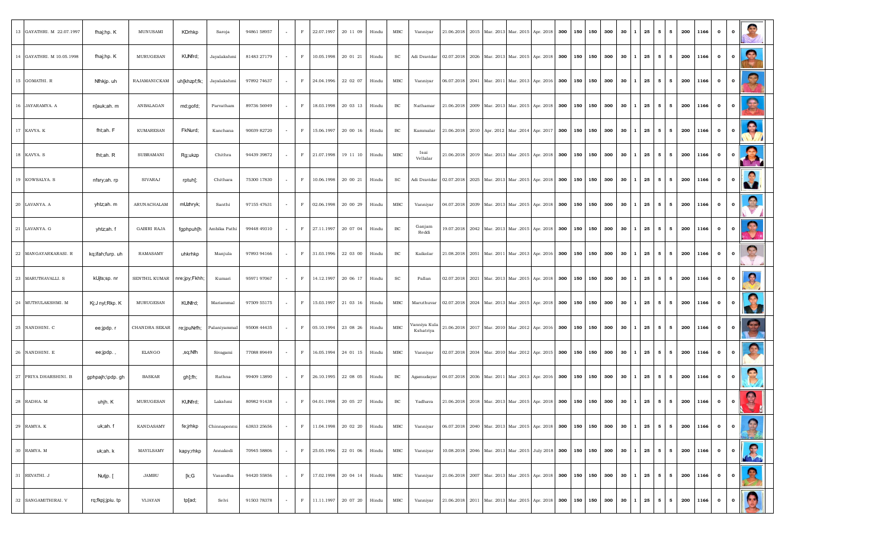| | | | | | | | | | | | | | | | | | | | | | | | | | | | | | | | | | | |
|---|---|---|---|---|---|---|---|---|---|---|---|---|---|---|---|---|---|---|---|---|---|---|---|---|---|---|---|---|---|---|---|---|---|---|
| 13 | GAYATHRI. M 22.07.1997 | fhaj;hp. K | MUNUSAMI | KDrhkp | Saroja | 94861 58957 | - | F | 22.07.1997 | 20 11 09 | Hindu | MBC | Vanniyar | 21.06.2018 | 2015 | Mar. 2013 | Mar. 2015 | Apr. 2018 | 300 | 150 | 150 | 300 | 30 | 1 | 25 | 5 | 5 | 200 | 1166 | 0 | 0 | |
| 14 | GAYATHRI. M 10.05.1998 | fhaj;hp. K | MURUGESAN | KUfd; | Jayalakshmi | 81483 27179 | - | F | 10.05.1998 | 20 01 21 | Hindu | SC | Adi Dravidar | 02.07.2018 | 2026 | Mar. 2013 | Mar. 2015 | Apr. 2018 | 300 | 150 | 150 | 300 | 30 | 1 | 25 | 5 | 5 | 200 | 1166 | 0 | 0 | |
| 15 | GOMATHI. R | Nfhkjp. uh | RAJAMANICKAM | uh[khzpf;fk; | Jayalakshmi | 97892 74637 | - | F | 24.04.1996 | 22 02 07 | Hindu | MBC | Vanniyar | 06.07.2018 | 2041 | Mar. 2011 | Mar. 2013 | Apr. 2016 | 300 | 150 | 150 | 300 | 30 | 1 | 25 | 5 | 5 | 200 | 1166 | 0 | 0 | |
| 16 | JAYARAMYA. A | n[auk;ah. m | ANBALAGAN | md;gofd; | Parvatham | 89736 56949 | - | F | 18.03.1998 | 20 03 13 | Hindu | BC | Nathamar | 21.06.2018 | 2009 | Mar. 2013 | Mar. 2015 | Apr. 2018 | 300 | 150 | 150 | 300 | 30 | 1 | 25 | 5 | 5 | 200 | 1166 | 0 | 0 | |
| 17 | KAVYA. K | fht;ah. F | KUMARESAN | FkNurd; | Kanchana | 90039 82720 | - | F | 15.06.1997 | 20 00 16 | Hindu | BC | Kammalar | 21.06.2018 | 2010 | Apr. 2012 | Mar .2014 | Apr. 2017 | 300 | 150 | 150 | 300 | 30 | 1 | 25 | 5 | 5 | 200 | 1166 | 0 | 0 | |
| 18 | KAVYA. S | fht;ah. R | SUBRAMANI | Rg;ukzp | Chithra | 94439 39872 | - | F | 21.07.1998 | 19 11 10 | Hindu | MBC | Isai Vellalar | 21.06.2018 | 2019 | Mar. 2013 | Mar .2015 | Apr. 2018 | 300 | 150 | 150 | 300 | 30 | 1 | 25 | 5 | 5 | 200 | 1166 | 0 | 0 | |
| 19 | KOWSALYA. S | nfsry;ah. rp | SIVARAJ | rptuh[; | Chithara | 75300 17830 | - | F | 10.06.1998 | 20 00 21 | Hindu | SC | Adi Dravidar | 02.07.2018 | 2025 | Mar. 2013 | Mar .2015 | Apr. 2018 | 300 | 150 | 150 | 300 | 30 | 1 | 25 | 5 | 5 | 200 | 1166 | 0 | 0 | |
| 20 | LAVANYA. A | yhtz;ah. m | ARUNACHALAM | mUzhryk; | Santhi | 97155 47631 | - | F | 02.06.1998 | 20 00 29 | Hindu | MBC | Vanniyar | 04.07.2018 | 2039 | Mar. 2013 | Mar .2015 | Apr. 2018 | 300 | 150 | 150 | 300 | 30 | 1 | 25 | 5 | 5 | 200 | 1166 | 0 | 0 | |
| 21 | LAVANYA. G | yhtz;ah. f | GABIRI RAJA | fgphpuh[h | Ambika Pathi | 99448 49310 | - | F | 27.11.1997 | 20 07 04 | Hindu | BC | Ganjam Reddi | 19.07.2018 | 2042 | Mar. 2013 | Mar .2015 | Apr. 2018 | 300 | 150 | 150 | 300 | 30 | 1 | 25 | 5 | 5 | 200 | 1166 | 0 | 0 | |
| 22 | MANGAYARKARASI. R | kq;ifah;furp. uh | RAMASAMY | uhkrhkp | Manjula | 97893 94166 | - | F | 31.03.1996 | 22 03 00 | Hindu | BC | Kaikolar | 21.08.2018 | 2051 | Mar. 2011 | Mar .2013 | Apr. 2016 | 300 | 150 | 150 | 300 | 30 | 1 | 25 | 5 | 5 | 200 | 1166 | 0 | 0 | |
| 23 | MARUTHAVALLI. S | kUjts;sp. nr | SENTHIL KUMAR | nre;jpy;Fkhh; | Kumari | 95971 97067 | - | F | 14.12.1997 | 20 06 17 | Hindu | SC | Pallan | 02.07.2018 | 2021 | Mar. 2013 | Mar .2015 | Apr. 2018 | 300 | 150 | 150 | 300 | 30 | 1 | 25 | 5 | 5 | 200 | 1166 | 0 | 0 | |
| 24 | MUTHULAKSHMI. M | Kj;J nyl;Rkp. K | MURUGESAN | KUfd; | Mariammal | 97509 55175 | - | F | 15.03.1997 | 21 03 16 | Hindu | MBC | Maruthuvar | 02.07.2018 | 2024 | Mar. 2013 | Mar .2015 | Apr. 2018 | 300 | 150 | 150 | 300 | 30 | 1 | 25 | 5 | 5 | 200 | 1166 | 0 | 0 | |
| 25 | NANDHINI. C | ee;jpdp. r | CHANDRA SEKAR | re;jpuNrfh; | Palaniyammal | 95008 44435 | - | F | 05.10.1994 | 23 08 26 | Hindu | MBC | Vanniya Kula Kshatriya | 21.06.2018 | 2017 | Mar. 2010 | Mar .2012 | Apr. 2016 | 300 | 150 | 150 | 300 | 30 | 1 | 25 | 5 | 5 | 200 | 1166 | 0 | 0 | |
| 26 | NANDHINI. E | ee;jpdp. , | ELANGO | ,sq;Nfh | Sivagami | 77088 89449 | - | F | 16.05.1994 | 24 01 15 | Hindu | MBC | Vanniyar | 02.07.2018 | 2034 | Mar. 2010 | Mar .2012 | Apr. 2015 | 300 | 150 | 150 | 300 | 30 | 1 | 25 | 5 | 5 | 200 | 1166 | 0 | 0 | |
| 27 | PRIYA DHARSHINI. B | gphpajh;\pdp. gh | BASKAR | gh];fh; | Rathna | 99409 13890 | - | F | 26.10.1995 | 22 08 05 | Hindu | BC | Agamudayar | 04.07.2018 | 2036 | Mar. 2011 | Mar .2013 | Apr. 2016 | 300 | 150 | 150 | 300 | 30 | 1 | 25 | 5 | 5 | 200 | 1166 | 0 | 0 | |
| 28 | RADHA. M | uhjh. K | MURUGESAN | KUfd; | Lakshmi | 80982 91438 | - | F | 04.01.1998 | 20 05 27 | Hindu | BC | Yadhava | 21.06.2018 | 2018 | Mar. 2013 | Mar .2015 | Apr. 2018 | 300 | 150 | 150 | 300 | 30 | 1 | 25 | 5 | 5 | 200 | 1166 | 0 | 0 | |
| 29 | RAMYA. K | uk;ah. f | KANDASAMY | fe;jrhkp | Chinnaponnu | 63833 25656 | - | F | 11.04.1998 | 20 02 20 | Hindu | MBC | Vanniyar | 06.07.2018 | 2040 | Mar. 2013 | Mar .2015 | Apr. 2018 | 300 | 150 | 150 | 300 | 30 | 1 | 25 | 5 | 5 | 200 | 1166 | 0 | 0 | |
| 30 | RAMYA. M | uk;ah. k | MAYILSAMY | kapy;rhkp | Annakodi | 70945 58806 | - | F | 25.05.1996 | 22 01 06 | Hindu | MBC | Vanniyar | 10.08.2018 | 2046 | Mar. 2013 | Mar .2015 | July 2018 | 300 | 150 | 150 | 300 | 30 | 1 | 25 | 5 | 5 | 200 | 1166 | 0 | 0 | |
| 31 | REVATHI. J | Nutjp. [ | JAMBU | [k;G | Vasandha | 94420 55856 | - | F | 17.02.1998 | 20 04 14 | Hindu | MBC | Vanniyar | 21.06.2018 | 2007 | Mar. 2013 | Mar .2015 | Apr. 2018 | 300 | 150 | 150 | 300 | 30 | 1 | 25 | 5 | 5 | 200 | 1166 | 0 | 0 | |
| 32 | SANGAMITHIRAI. V | rq;fkpj;jpiu. tp | VIJAYAN | tp[ad; | Selvi | 91503 78378 | - | F | 11.11.1997 | 20 07 20 | Hindu | MBC | Vanniyar | 21.06.2018 | 2011 | Mar. 2013 | Mar .2015 | Apr. 2018 | 300 | 150 | 150 | 300 | 30 | 1 | 25 | 5 | 5 | 200 | 1166 | 0 | 0 | |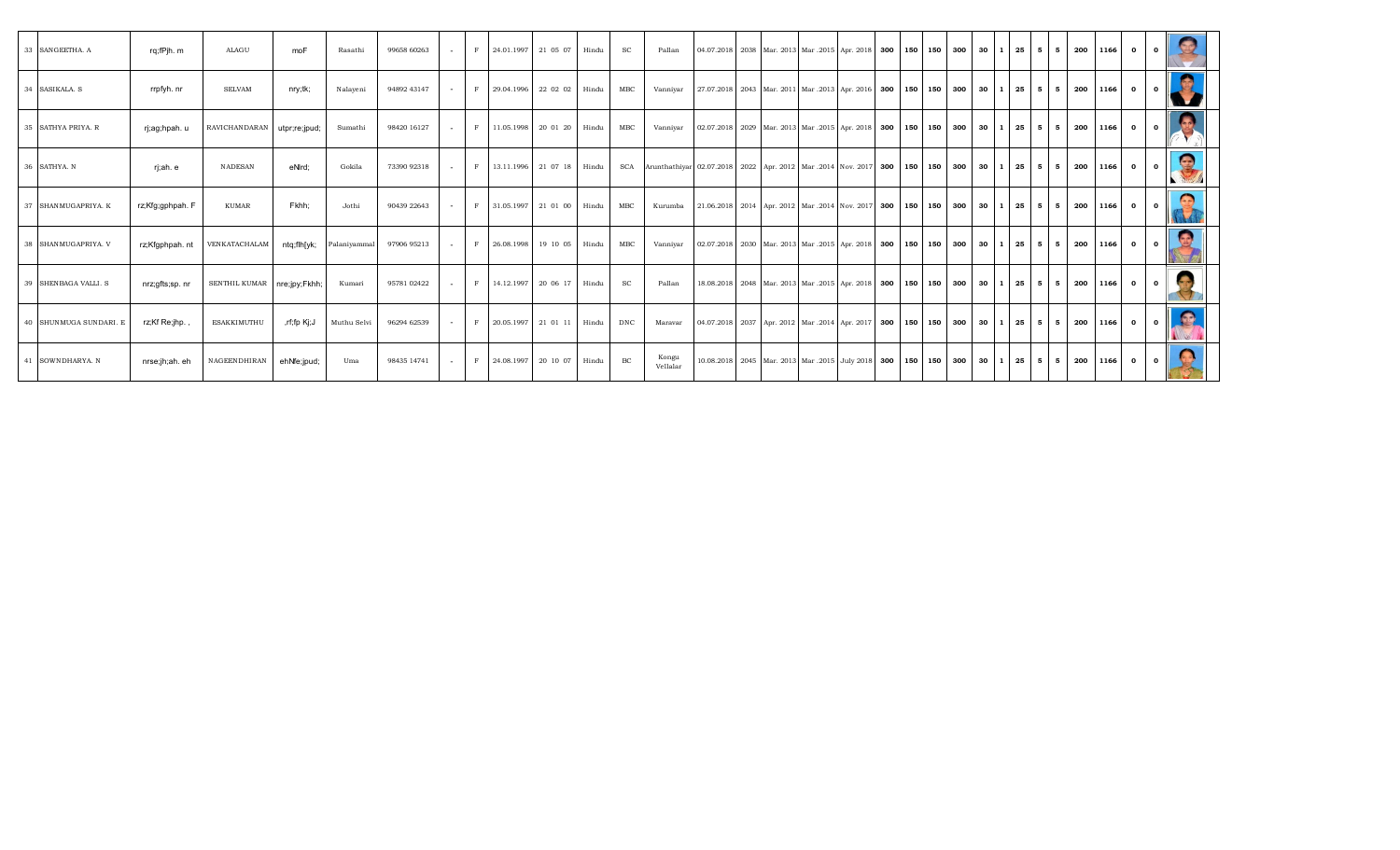| | | | | | | | | | | | | | | | | | | | | | | | | | | | | | | | | | | |
|---|---|---|---|---|---|---|---|---|---|---|---|---|---|---|---|---|---|---|---|---|---|---|---|---|---|---|---|---|---|---|---|---|---|---|
| 33 | SANGEETHA. A | rq;fPjh. m | ALAGU | moF | Rasathi | 99658 60263 | - | F | 24.01.1997 | 21 05 07 | Hindu | SC | Pallan | 04.07.2018 | 2038 | Mar. 2013 | Mar .2015 | Apr. 2018 | 300 | 150 | 150 | 300 | 30 | 1 | 25 | 5 | 5 | 200 | 1166 | 0 | 0 | | |
| 34 | SASIKALA. S | rrpfyh. nr | SELVAM | nry;tk; | Nalayeni | 94892 43147 | - | F | 29.04.1996 | 22 02 02 | Hindu | MBC | Vanniyar | 27.07.2018 | 2043 | Mar. 2011 | Mar .2013 | Apr. 2016 | 300 | 150 | 150 | 300 | 30 | 1 | 25 | 5 | 5 | 200 | 1166 | 0 | 0 | | |
| 35 | SATHYA PRIYA. R | rj;ag;hpah. u | RAVICHANDARAN | utpr;re;jpud; | Sumathi | 98420 16127 | - | F | 11.05.1998 | 20 01 20 | Hindu | MBC | Vanniyar | 02.07.2018 | 2029 | Mar. 2013 | Mar .2015 | Apr. 2018 | 300 | 150 | 150 | 300 | 30 | 1 | 25 | 5 | 5 | 200 | 1166 | 0 | 0 | | |
| 36 | SATHYA. N | rj;ah. e | NADESAN | eNrd; | Gokila | 73390 92318 | - | F | 13.11.1996 | 21 07 18 | Hindu | SCA | Arunthathiyar | 02.07.2018 | 2022 | Apr. 2012 | Mar .2014 | Nov. 2017 | 300 | 150 | 150 | 300 | 30 | 1 | 25 | 5 | 5 | 200 | 1166 | 0 | 0 | | |
| 37 | SHANMUGAPRIYA. K | rz;Kfg;gphpah. F | KUMAR | Fkhh; | Jothi | 90439 22643 | - | F | 31.05.1997 | 21 01 00 | Hindu | MBC | Kurumba | 21.06.2018 | 2014 | Apr. 2012 | Mar .2014 | Nov. 2017 | 300 | 150 | 150 | 300 | 30 | 1 | 25 | 5 | 5 | 200 | 1166 | 0 | 0 | | |
| 38 | SHANMUGAPRIYA. V | rz;Kfgphpah. nt | VENKATACHALAM | ntq;fl;hr;yk; | Palaniyammal | 97906 95213 | - | F | 26.08.1998 | 19 10 05 | Hindu | MBC | Vanniyar | 02.07.2018 | 2030 | Mar. 2013 | Mar .2015 | Apr. 2018 | 300 | 150 | 150 | 300 | 30 | 1 | 25 | 5 | 5 | 200 | 1166 | 0 | 0 | | |
| 39 | SHENBAGA VALLI. S | nrz;gfts;sp. nr | SENTHIL KUMAR | nre;jpy;Fkhh; | Kumari | 95781 02422 | - | F | 14.12.1997 | 20 06 17 | Hindu | SC | Pallan | 18.08.2018 | 2048 | Mar. 2013 | Mar .2015 | Apr. 2018 | 300 | 150 | 150 | 300 | 30 | 1 | 25 | 5 | 5 | 200 | 1166 | 0 | 0 | | |
| 40 | SHUNMUGA SUNDARI. E | rz;Kf Re;jhp. , | ESAKKIMUTHU | ,rf;fp Kj;J | Muthu Selvi | 96294 62539 | - | F | 20.05.1997 | 21 01 11 | Hindu | DNC | Maravar | 04.07.2018 | 2037 | Apr. 2012 | Mar .2014 | Apr. 2017 | 300 | 150 | 150 | 300 | 30 | 1 | 25 | 5 | 5 | 200 | 1166 | 0 | 0 | | |
| 41 | SOWNDHARYA. N | nrse;jh;ah. eh | NAGEENDHIRAN | ehNfe;jpud; | Uma | 98435 14741 | - | F | 24.08.1997 | 20 10 07 | Hindu | BC | Kongu Vellalar | 10.08.2018 | 2045 | Mar. 2013 | Mar .2015 | July 2018 | 300 | 150 | 150 | 300 | 30 | 1 | 25 | 5 | 5 | 200 | 1166 | 0 | 0 | | |